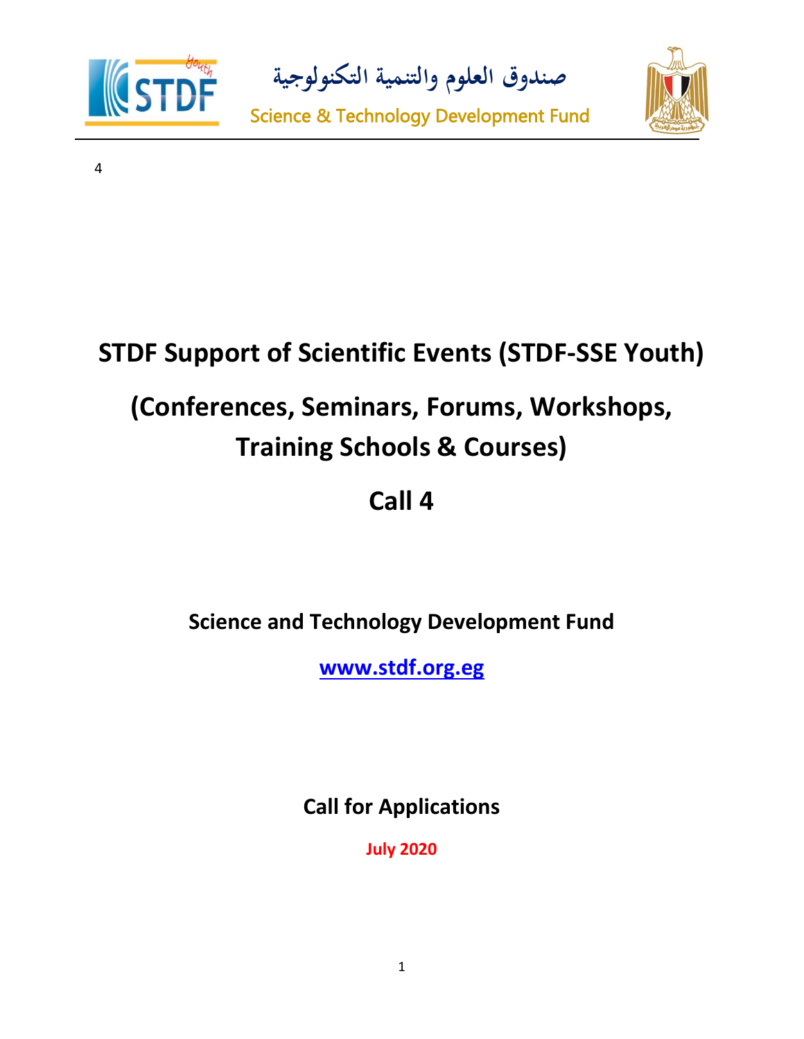صندوق العلوم والتنمية التكنولوجية

Science & Technology Development Fund

4

# STDF Support of Scientific Events (STDF-SSE Youth)

# (Conferences, Seminars, Forums, Workshops, Training Schools & Courses)

# Call 4

**Science and Technology Development Fund**

**www.stdf.org.eg**

**Call for Applications**

**July 2020**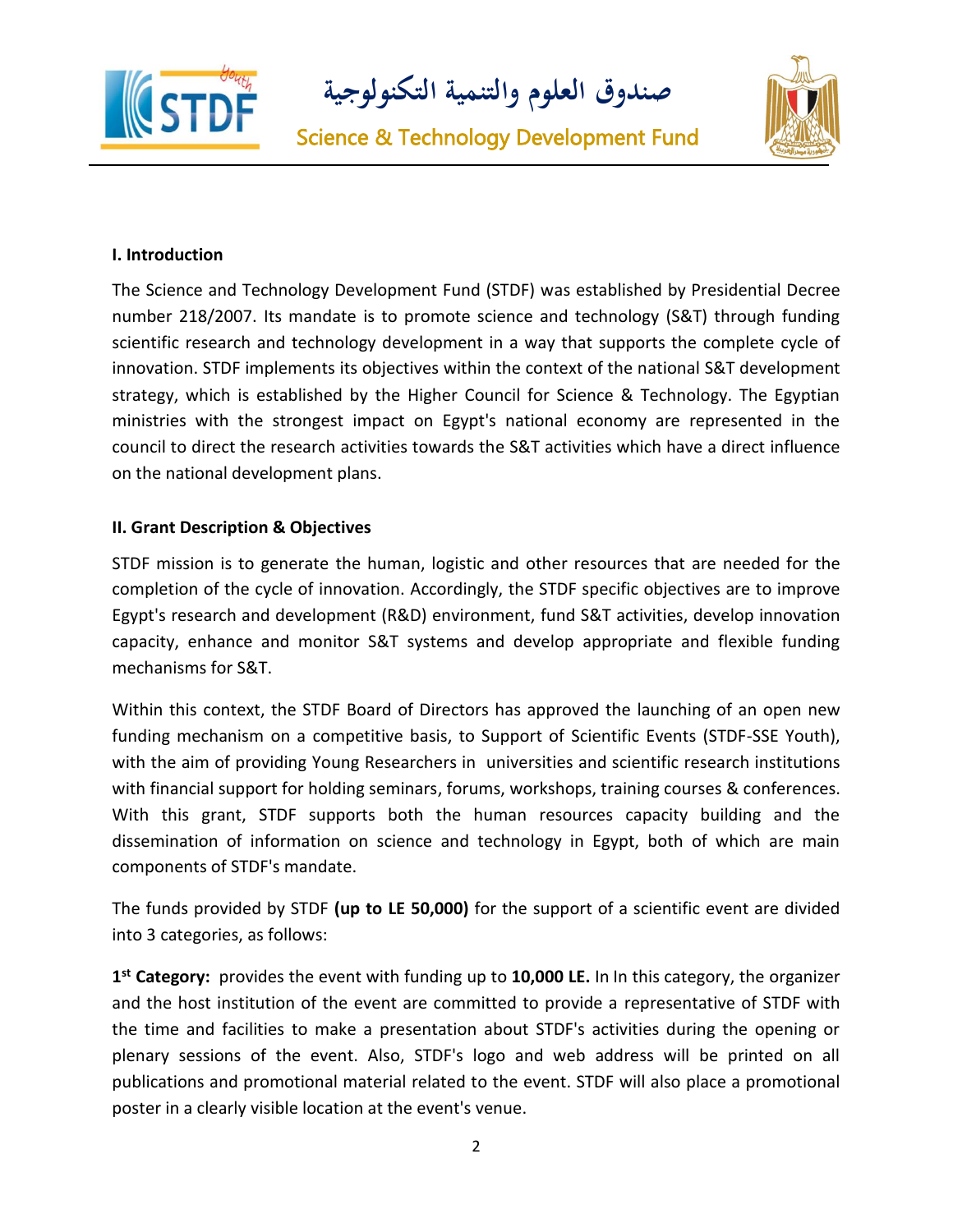## I. Introduction

The Science and Technology Development Fund (STDF) was established by Presidential Decree number 218/2007. Its mandate is to promote science and technology (S&T) through funding scientific research and technology development in a way that supports the complete cycle of innovation. STDF implements its objectives within the context of the national S&T development strategy, which is established by the Higher Council for Science & Technology. The Egyptian ministries with the strongest impact on Egypt's national economy are represented in the council to direct the research activities towards the S&T activities which have a direct influence on the national development plans.

## II. Grant Description & Objectives

STDF mission is to generate the human, logistic and other resources that are needed for the completion of the cycle of innovation. Accordingly, the STDF specific objectives are to improve Egypt's research and development (R&D) environment, fund S&T activities, develop innovation capacity, enhance and monitor S&T systems and develop appropriate and flexible funding mechanisms for S&T.

Within this context, the STDF Board of Directors has approved the launching of an open new funding mechanism on a competitive basis, to Support of Scientific Events (STDF-SSE Youth), with the aim of providing Young Researchers in universities and scientific research institutions with financial support for holding seminars, forums, workshops, training courses & conferences. With this grant, STDF supports both the human resources capacity building and the dissemination of information on science and technology in Egypt, both of which are main components of STDF's mandate.

The funds provided by STDF **(up to LE 50,000)** for the support of a scientific event are divided into 3 categories, as follows:

**1st Category:** provides the event with funding up to **10,000 LE.** In In this category, the organizer and the host institution of the event are committed to provide a representative of STDF with the time and facilities to make a presentation about STDF's activities during the opening or plenary sessions of the event. Also, STDF's logo and web address will be printed on all publications and promotional material related to the event. STDF will also place a promotional poster in a clearly visible location at the event's venue.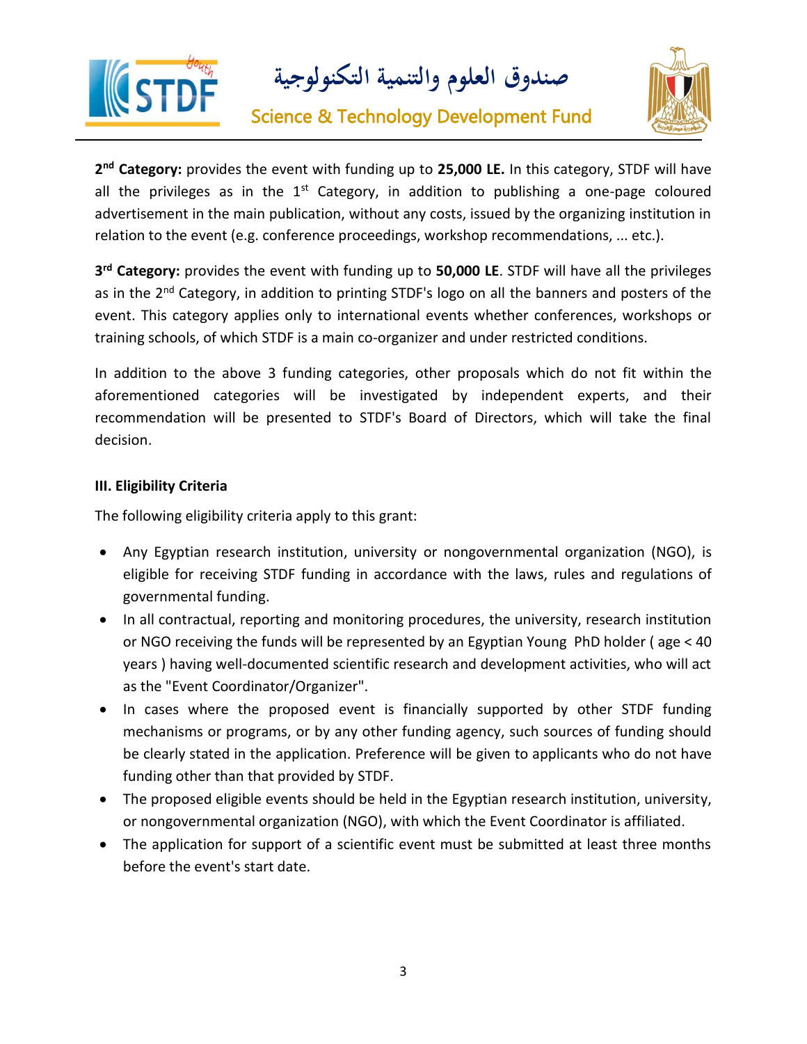**2nd Category:** provides the event with funding up to **25,000 LE.** In this category, STDF will have all the privileges as in the 1st Category, in addition to publishing a one-page coloured advertisement in the main publication, without any costs, issued by the organizing institution in relation to the event (e.g. conference proceedings, workshop recommendations, ... etc.).

**3rd Category:** provides the event with funding up to **50,000 LE**. STDF will have all the privileges as in the 2nd Category, in addition to printing STDF's logo on all the banners and posters of the event. This category applies only to international events whether conferences, workshops or training schools, of which STDF is a main co-organizer and under restricted conditions.

In addition to the above 3 funding categories, other proposals which do not fit within the aforementioned categories will be investigated by independent experts, and their recommendation will be presented to STDF's Board of Directors, which will take the final decision.

### III. Eligibility Criteria

The following eligibility criteria apply to this grant:

- Any Egyptian research institution, university or nongovernmental organization (NGO), is eligible for receiving STDF funding in accordance with the laws, rules and regulations of governmental funding.
- In all contractual, reporting and monitoring procedures, the university, research institution or NGO receiving the funds will be represented by an Egyptian Young PhD holder ( age < 40 years ) having well-documented scientific research and development activities, who will act as the "Event Coordinator/Organizer".
- In cases where the proposed event is financially supported by other STDF funding mechanisms or programs, or by any other funding agency, such sources of funding should be clearly stated in the application. Preference will be given to applicants who do not have funding other than that provided by STDF.
- The proposed eligible events should be held in the Egyptian research institution, university, or nongovernmental organization (NGO), with which the Event Coordinator is affiliated.
- The application for support of a scientific event must be submitted at least three months before the event's start date.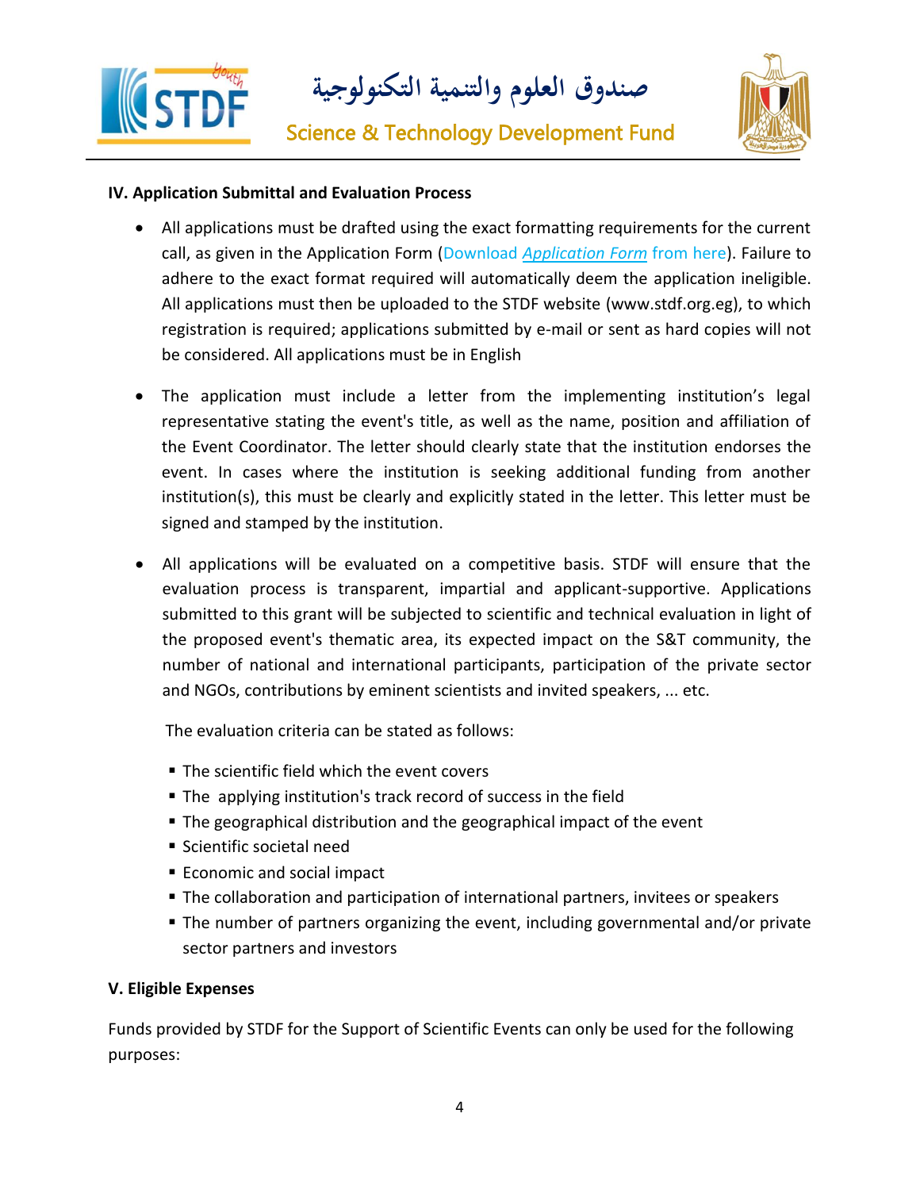**IV. Application Submittal and Evaluation Process**

- All applications must be drafted using the exact formatting requirements for the current call, as given in the Application Form (Download *Application Form* from here). Failure to adhere to the exact format required will automatically deem the application ineligible. All applications must then be uploaded to the STDF website (www.stdf.org.eg), to which registration is required; applications submitted by e-mail or sent as hard copies will not be considered. All applications must be in English
- The application must include a letter from the implementing institution's legal representative stating the event's title, as well as the name, position and affiliation of the Event Coordinator. The letter should clearly state that the institution endorses the event. In cases where the institution is seeking additional funding from another institution(s), this must be clearly and explicitly stated in the letter. This letter must be signed and stamped by the institution.
- All applications will be evaluated on a competitive basis. STDF will ensure that the evaluation process is transparent, impartial and applicant-supportive. Applications submitted to this grant will be subjected to scientific and technical evaluation in light of the proposed event's thematic area, its expected impact on the S&T community, the number of national and international participants, participation of the private sector and NGOs, contributions by eminent scientists and invited speakers, ... etc.

  The evaluation criteria can be stated as follows:

  - The scientific field which the event covers
  - The applying institution's track record of success in the field
  - The geographical distribution and the geographical impact of the event
  - Scientific societal need
  - Economic and social impact
  - The collaboration and participation of international partners, invitees or speakers
  - The number of partners organizing the event, including governmental and/or private sector partners and investors

**V. Eligible Expenses**

Funds provided by STDF for the Support of Scientific Events can only be used for the following purposes: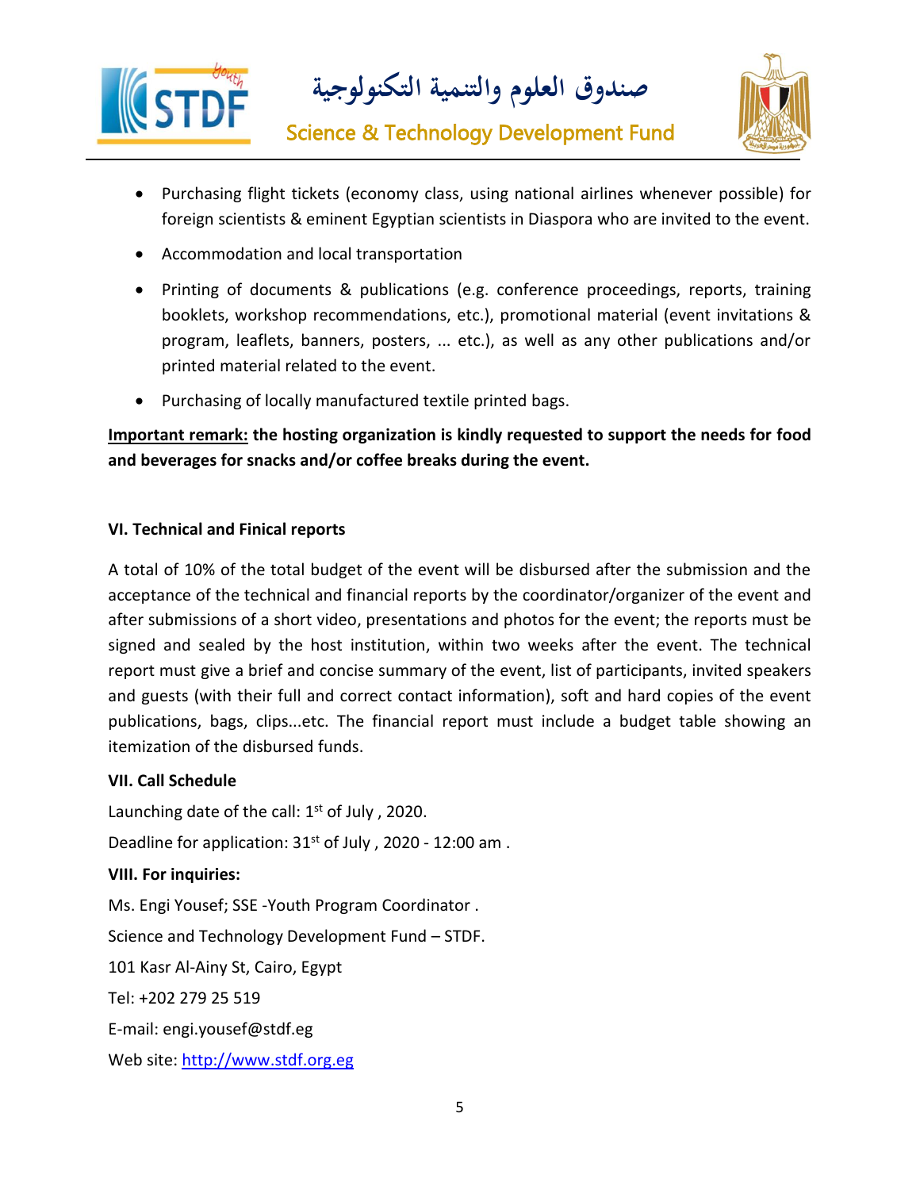- Purchasing flight tickets (economy class, using national airlines whenever possible) for foreign scientists & eminent Egyptian scientists in Diaspora who are invited to the event.
- Accommodation and local transportation
- Printing of documents & publications (e.g. conference proceedings, reports, training booklets, workshop recommendations, etc.), promotional material (event invitations & program, leaflets, banners, posters, ... etc.), as well as any other publications and/or printed material related to the event.
- Purchasing of locally manufactured textile printed bags.

**Important remark: the hosting organization is kindly requested to support the needs for food and beverages for snacks and/or coffee breaks during the event.**

### VI. Technical and Finical reports

A total of 10% of the total budget of the event will be disbursed after the submission and the acceptance of the technical and financial reports by the coordinator/organizer of the event and after submissions of a short video, presentations and photos for the event; the reports must be signed and sealed by the host institution, within two weeks after the event. The technical report must give a brief and concise summary of the event, list of participants, invited speakers and guests (with their full and correct contact information), soft and hard copies of the event publications, bags, clips...etc. The financial report must include a budget table showing an itemization of the disbursed funds.

### VII. Call Schedule

Launching date of the call: 1st of July , 2020.

Deadline for application: 31st of July , 2020 - 12:00 am .

### VIII. For inquiries:

Ms. Engi Yousef; SSE -Youth Program Coordinator .

Science and Technology Development Fund – STDF.

101 Kasr Al-Ainy St, Cairo, Egypt

Tel: +202 279 25 519

E-mail: engi.yousef@stdf.eg

Web site: http://www.stdf.org.eg